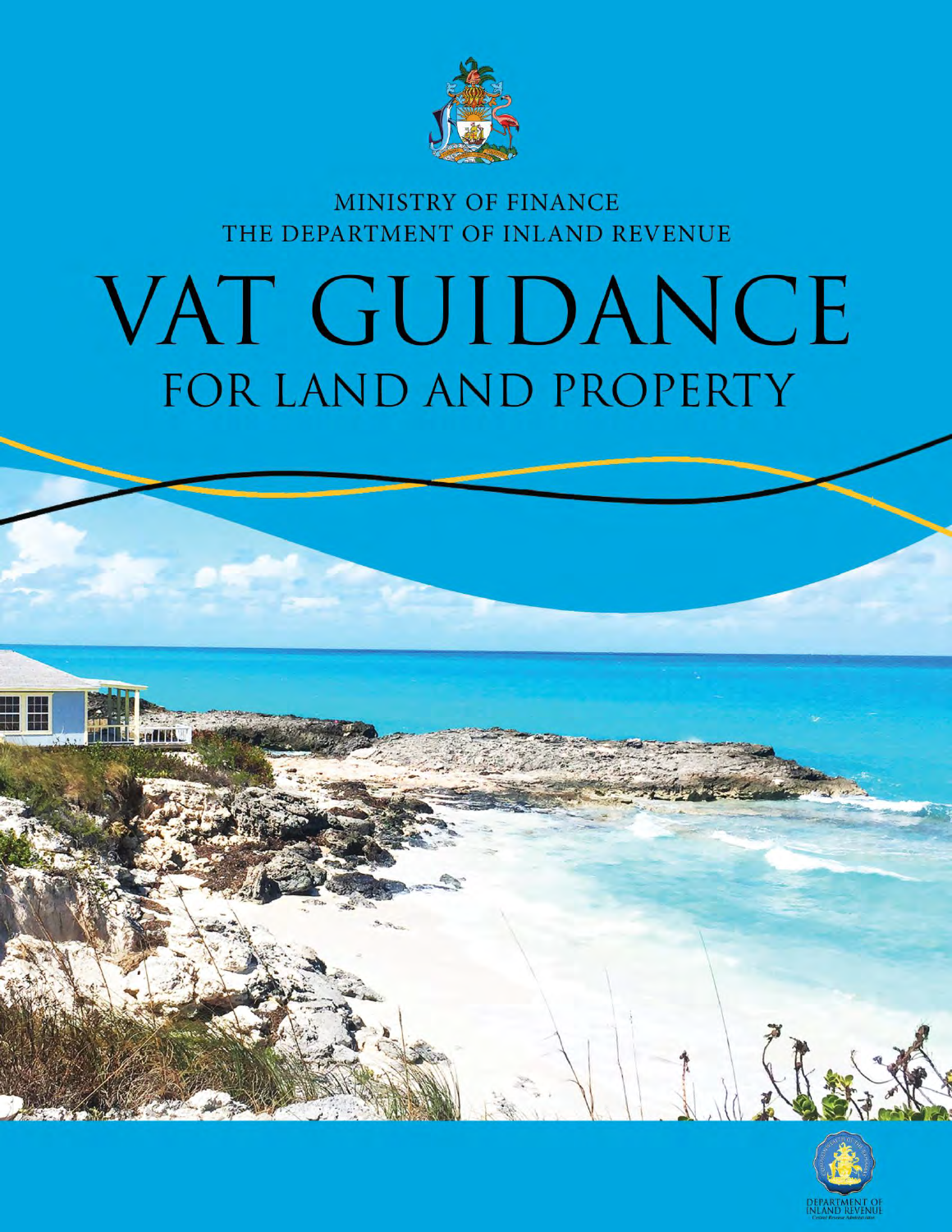MINISTRY OF FINANCE
THE DEPARTMENT OF INLAND REVENUE

# VAT GUIDANCE
## FOR LAND AND PROPERTY

DEPARTMENT OF INLAND REVENUE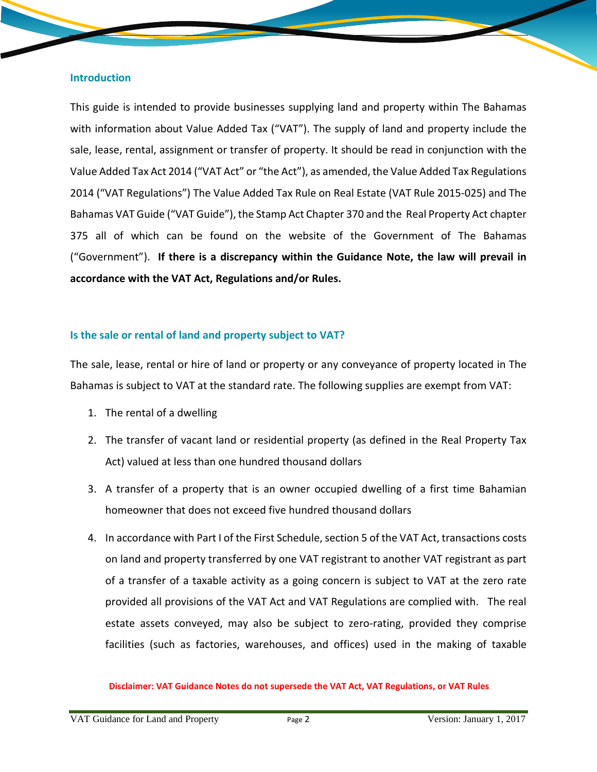## Introduction

This guide is intended to provide businesses supplying land and property within The Bahamas with information about Value Added Tax ("VAT"). The supply of land and property include the sale, lease, rental, assignment or transfer of property. It should be read in conjunction with the Value Added Tax Act 2014 ("VAT Act" or "the Act"), as amended, the Value Added Tax Regulations 2014 ("VAT Regulations") The Value Added Tax Rule on Real Estate (VAT Rule 2015-025) and The Bahamas VAT Guide ("VAT Guide"), the Stamp Act Chapter 370 and the Real Property Act chapter 375 all of which can be found on the website of the Government of The Bahamas ("Government"). **If there is a discrepancy within the Guidance Note, the law will prevail in accordance with the VAT Act, Regulations and/or Rules.**

## Is the sale or rental of land and property subject to VAT?

The sale, lease, rental or hire of land or property or any conveyance of property located in The Bahamas is subject to VAT at the standard rate. The following supplies are exempt from VAT:

1. The rental of a dwelling
2. The transfer of vacant land or residential property (as defined in the Real Property Tax Act) valued at less than one hundred thousand dollars
3. A transfer of a property that is an owner occupied dwelling of a first time Bahamian homeowner that does not exceed five hundred thousand dollars
4. In accordance with Part I of the First Schedule, section 5 of the VAT Act, transactions costs on land and property transferred by one VAT registrant to another VAT registrant as part of a transfer of a taxable activity as a going concern is subject to VAT at the zero rate provided all provisions of the VAT Act and VAT Regulations are complied with. The real estate assets conveyed, may also be subject to zero-rating, provided they comprise facilities (such as factories, warehouses, and offices) used in the making of taxable

Disclaimer: VAT Guidance Notes do not supersede the VAT Act, VAT Regulations, or VAT Rules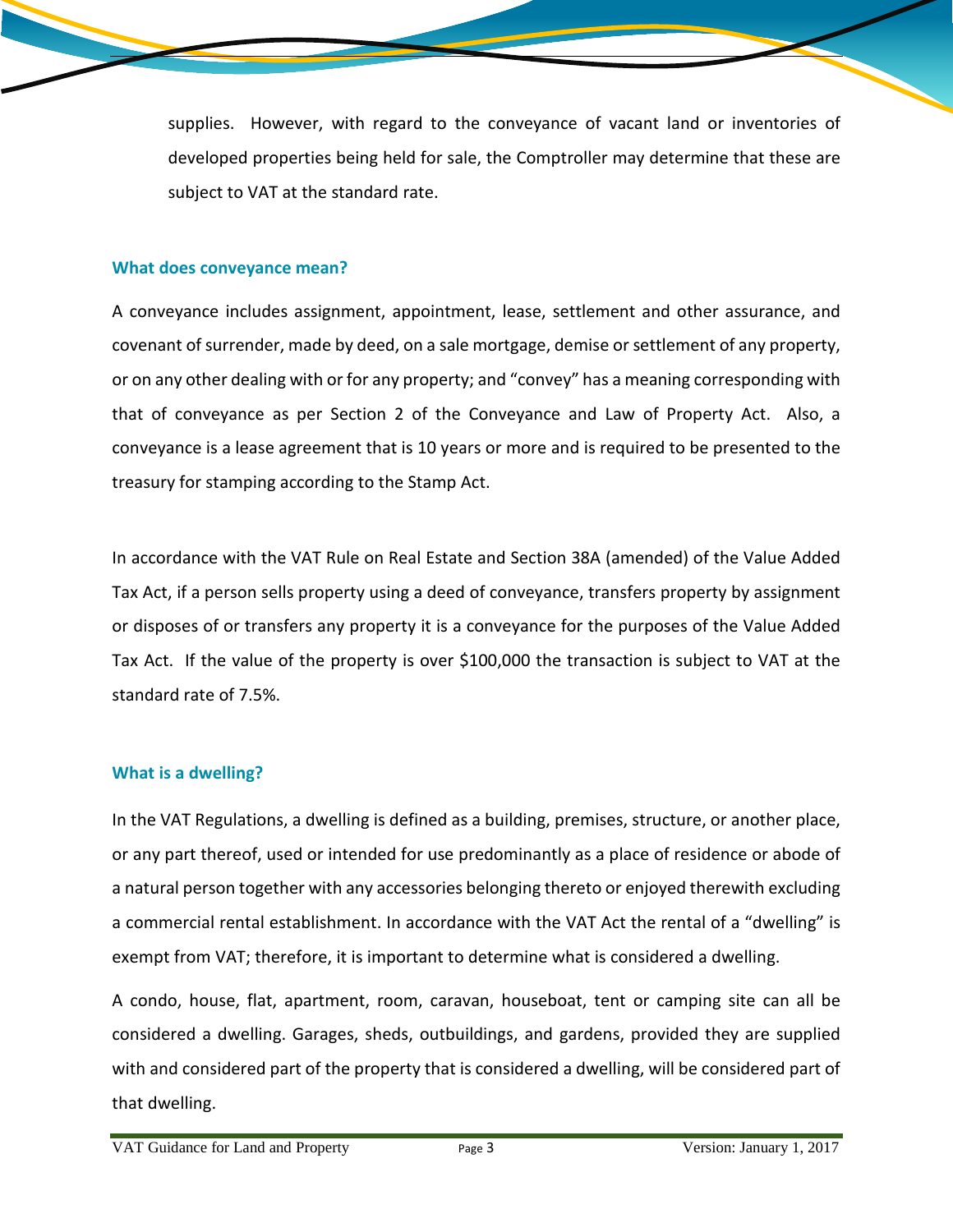supplies. However, with regard to the conveyance of vacant land or inventories of developed properties being held for sale, the Comptroller may determine that these are subject to VAT at the standard rate.

### What does conveyance mean?

A conveyance includes assignment, appointment, lease, settlement and other assurance, and covenant of surrender, made by deed, on a sale mortgage, demise or settlement of any property, or on any other dealing with or for any property; and "convey" has a meaning corresponding with that of conveyance as per Section 2 of the Conveyance and Law of Property Act. Also, a conveyance is a lease agreement that is 10 years or more and is required to be presented to the treasury for stamping according to the Stamp Act.

In accordance with the VAT Rule on Real Estate and Section 38A (amended) of the Value Added Tax Act, if a person sells property using a deed of conveyance, transfers property by assignment or disposes of or transfers any property it is a conveyance for the purposes of the Value Added Tax Act. If the value of the property is over $100,000 the transaction is subject to VAT at the standard rate of 7.5%.

### What is a dwelling?

In the VAT Regulations, a dwelling is defined as a building, premises, structure, or another place, or any part thereof, used or intended for use predominantly as a place of residence or abode of a natural person together with any accessories belonging thereto or enjoyed therewith excluding a commercial rental establishment. In accordance with the VAT Act the rental of a "dwelling" is exempt from VAT; therefore, it is important to determine what is considered a dwelling.

A condo, house, flat, apartment, room, caravan, houseboat, tent or camping site can all be considered a dwelling. Garages, sheds, outbuildings, and gardens, provided they are supplied with and considered part of the property that is considered a dwelling, will be considered part of that dwelling.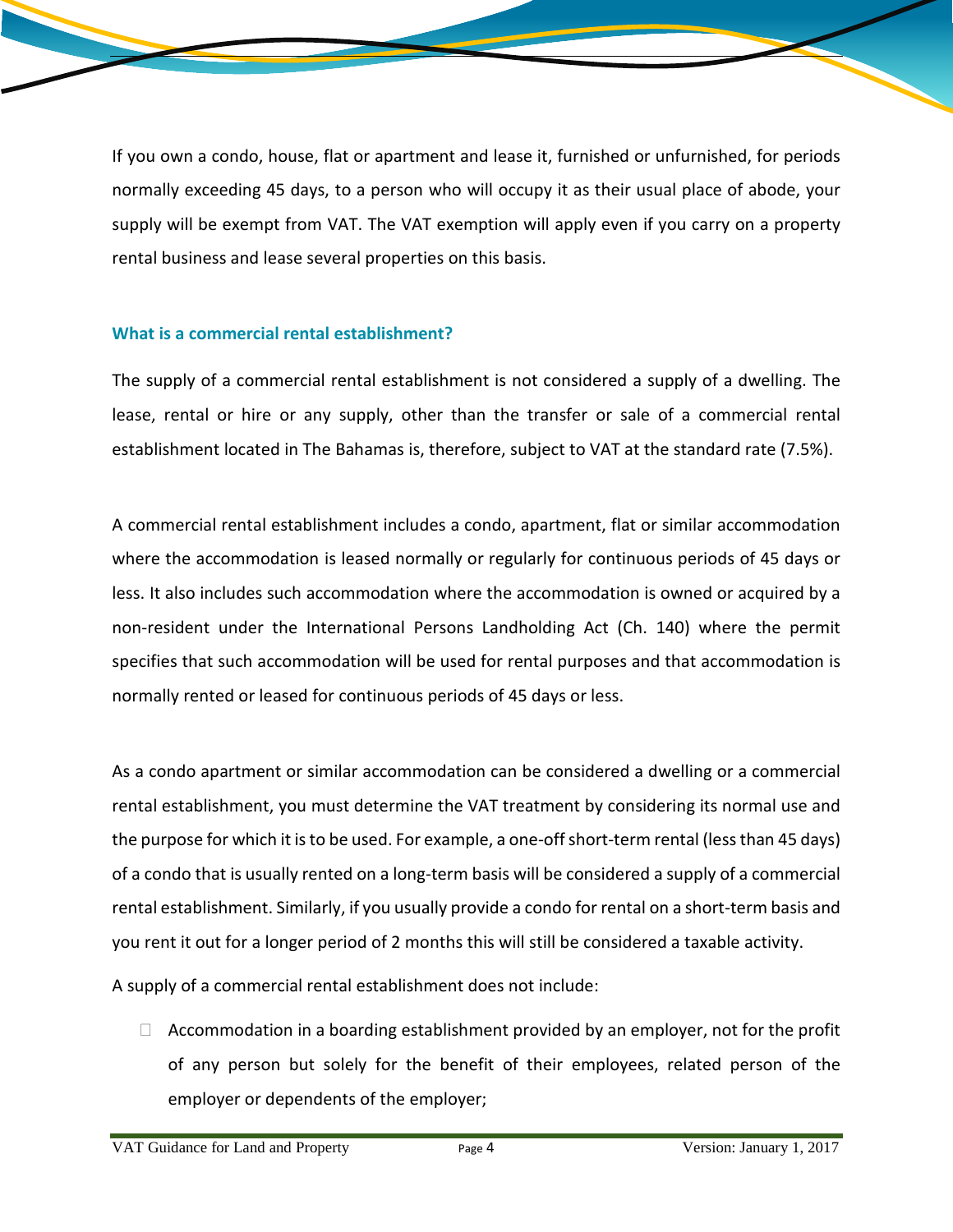If you own a condo, house, flat or apartment and lease it, furnished or unfurnished, for periods normally exceeding 45 days, to a person who will occupy it as their usual place of abode, your supply will be exempt from VAT. The VAT exemption will apply even if you carry on a property rental business and lease several properties on this basis.

### What is a commercial rental establishment?

The supply of a commercial rental establishment is not considered a supply of a dwelling. The lease, rental or hire or any supply, other than the transfer or sale of a commercial rental establishment located in The Bahamas is, therefore, subject to VAT at the standard rate (7.5%).

A commercial rental establishment includes a condo, apartment, flat or similar accommodation where the accommodation is leased normally or regularly for continuous periods of 45 days or less. It also includes such accommodation where the accommodation is owned or acquired by a non-resident under the International Persons Landholding Act (Ch. 140) where the permit specifies that such accommodation will be used for rental purposes and that accommodation is normally rented or leased for continuous periods of 45 days or less.

As a condo apartment or similar accommodation can be considered a dwelling or a commercial rental establishment, you must determine the VAT treatment by considering its normal use and the purpose for which it is to be used. For example, a one-off short-term rental (less than 45 days) of a condo that is usually rented on a long-term basis will be considered a supply of a commercial rental establishment. Similarly, if you usually provide a condo for rental on a short-term basis and you rent it out for a longer period of 2 months this will still be considered a taxable activity.

A supply of a commercial rental establishment does not include:

- Accommodation in a boarding establishment provided by an employer, not for the profit of any person but solely for the benefit of their employees, related person of the employer or dependents of the employer;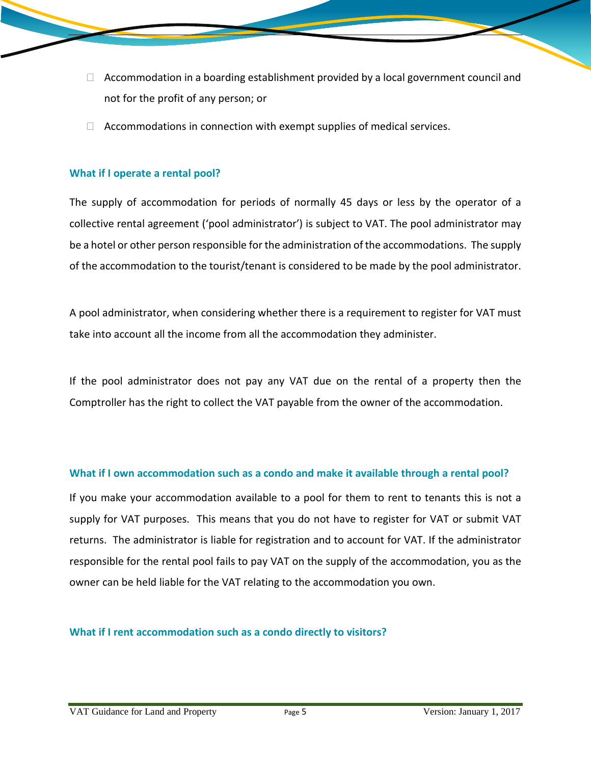- Accommodation in a boarding establishment provided by a local government council and not for the profit of any person; or
- Accommodations in connection with exempt supplies of medical services.

### What if I operate a rental pool?

The supply of accommodation for periods of normally 45 days or less by the operator of a collective rental agreement ('pool administrator') is subject to VAT. The pool administrator may be a hotel or other person responsible for the administration of the accommodations. The supply of the accommodation to the tourist/tenant is considered to be made by the pool administrator.

A pool administrator, when considering whether there is a requirement to register for VAT must take into account all the income from all the accommodation they administer.

If the pool administrator does not pay any VAT due on the rental of a property then the Comptroller has the right to collect the VAT payable from the owner of the accommodation.

### What if I own accommodation such as a condo and make it available through a rental pool?

If you make your accommodation available to a pool for them to rent to tenants this is not a supply for VAT purposes. This means that you do not have to register for VAT or submit VAT returns. The administrator is liable for registration and to account for VAT. If the administrator responsible for the rental pool fails to pay VAT on the supply of the accommodation, you as the owner can be held liable for the VAT relating to the accommodation you own.

### What if I rent accommodation such as a condo directly to visitors?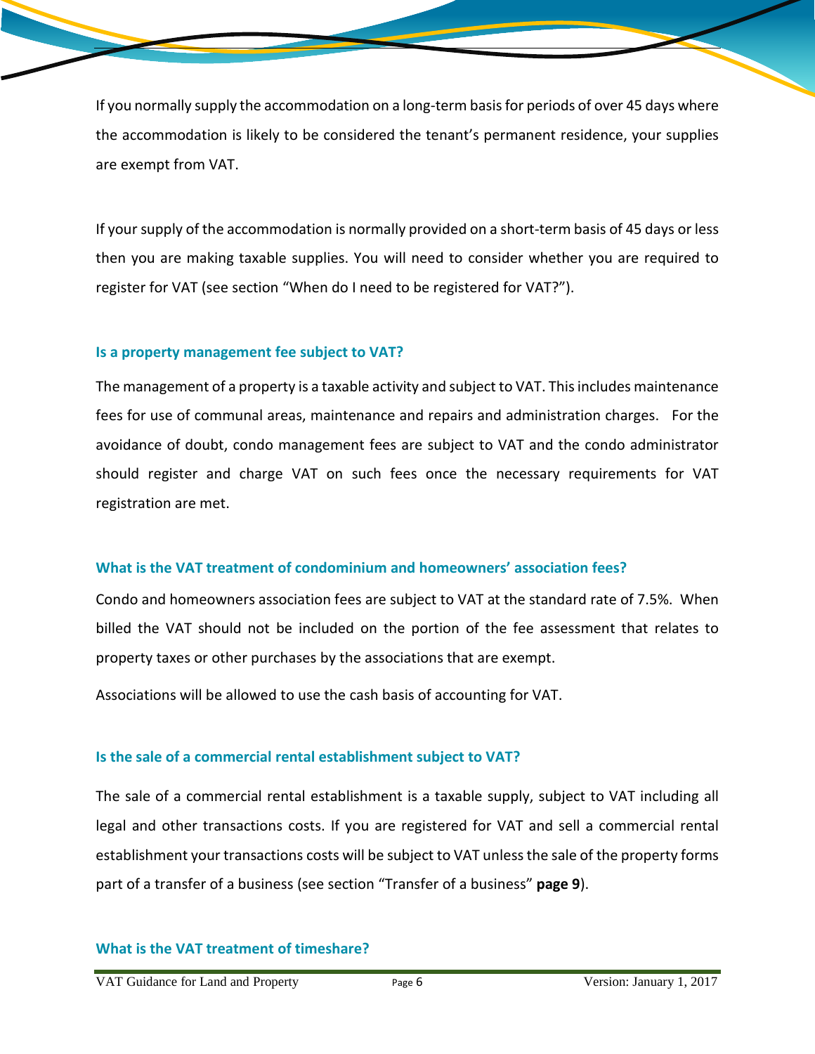If you normally supply the accommodation on a long-term basis for periods of over 45 days where the accommodation is likely to be considered the tenant's permanent residence, your supplies are exempt from VAT.

If your supply of the accommodation is normally provided on a short-term basis of 45 days or less then you are making taxable supplies. You will need to consider whether you are required to register for VAT (see section "When do I need to be registered for VAT?").

### Is a property management fee subject to VAT?

The management of a property is a taxable activity and subject to VAT. This includes maintenance fees for use of communal areas, maintenance and repairs and administration charges. For the avoidance of doubt, condo management fees are subject to VAT and the condo administrator should register and charge VAT on such fees once the necessary requirements for VAT registration are met.

### What is the VAT treatment of condominium and homeowners' association fees?

Condo and homeowners association fees are subject to VAT at the standard rate of 7.5%. When billed the VAT should not be included on the portion of the fee assessment that relates to property taxes or other purchases by the associations that are exempt.

Associations will be allowed to use the cash basis of accounting for VAT.

### Is the sale of a commercial rental establishment subject to VAT?

The sale of a commercial rental establishment is a taxable supply, subject to VAT including all legal and other transactions costs. If you are registered for VAT and sell a commercial rental establishment your transactions costs will be subject to VAT unless the sale of the property forms part of a transfer of a business (see section "Transfer of a business" **page 9**).

### What is the VAT treatment of timeshare?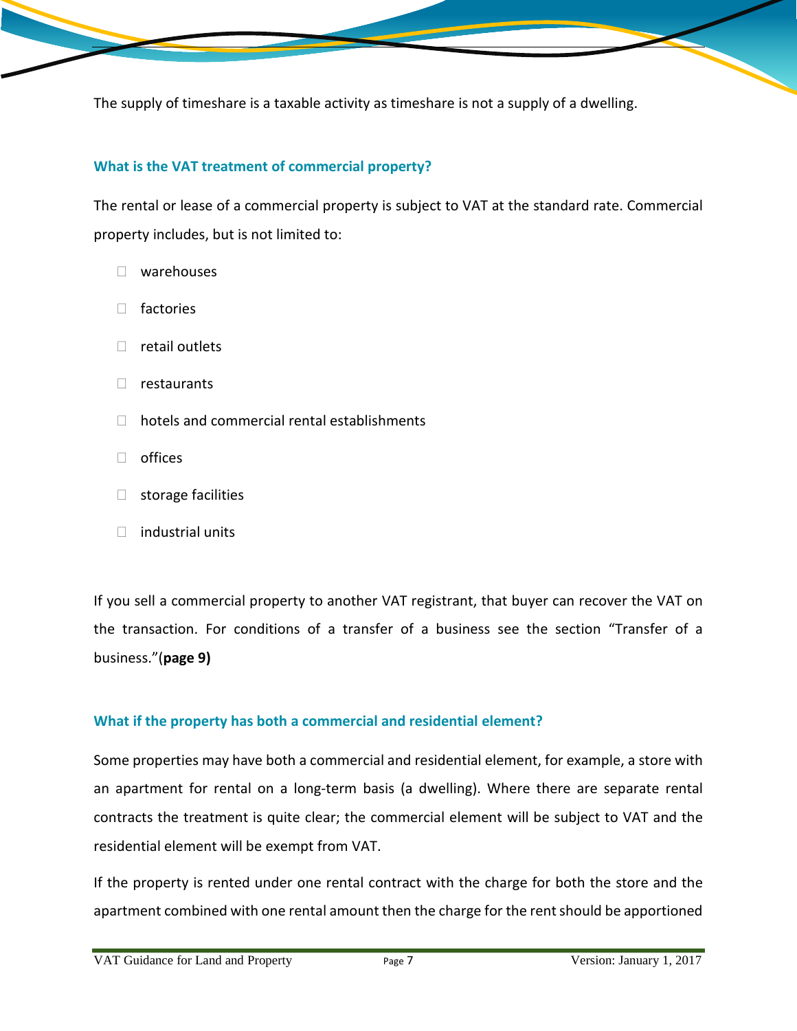The supply of timeshare is a taxable activity as timeshare is not a supply of a dwelling.

### What is the VAT treatment of commercial property?

The rental or lease of a commercial property is subject to VAT at the standard rate. Commercial property includes, but is not limited to:

- warehouses
- factories
- retail outlets
- restaurants
- hotels and commercial rental establishments
- offices
- storage facilities
- industrial units

If you sell a commercial property to another VAT registrant, that buyer can recover the VAT on the transaction. For conditions of a transfer of a business see the section "Transfer of a business."(**page 9)**

### What if the property has both a commercial and residential element?

Some properties may have both a commercial and residential element, for example, a store with an apartment for rental on a long-term basis (a dwelling). Where there are separate rental contracts the treatment is quite clear; the commercial element will be subject to VAT and the residential element will be exempt from VAT.

If the property is rented under one rental contract with the charge for both the store and the apartment combined with one rental amount then the charge for the rent should be apportioned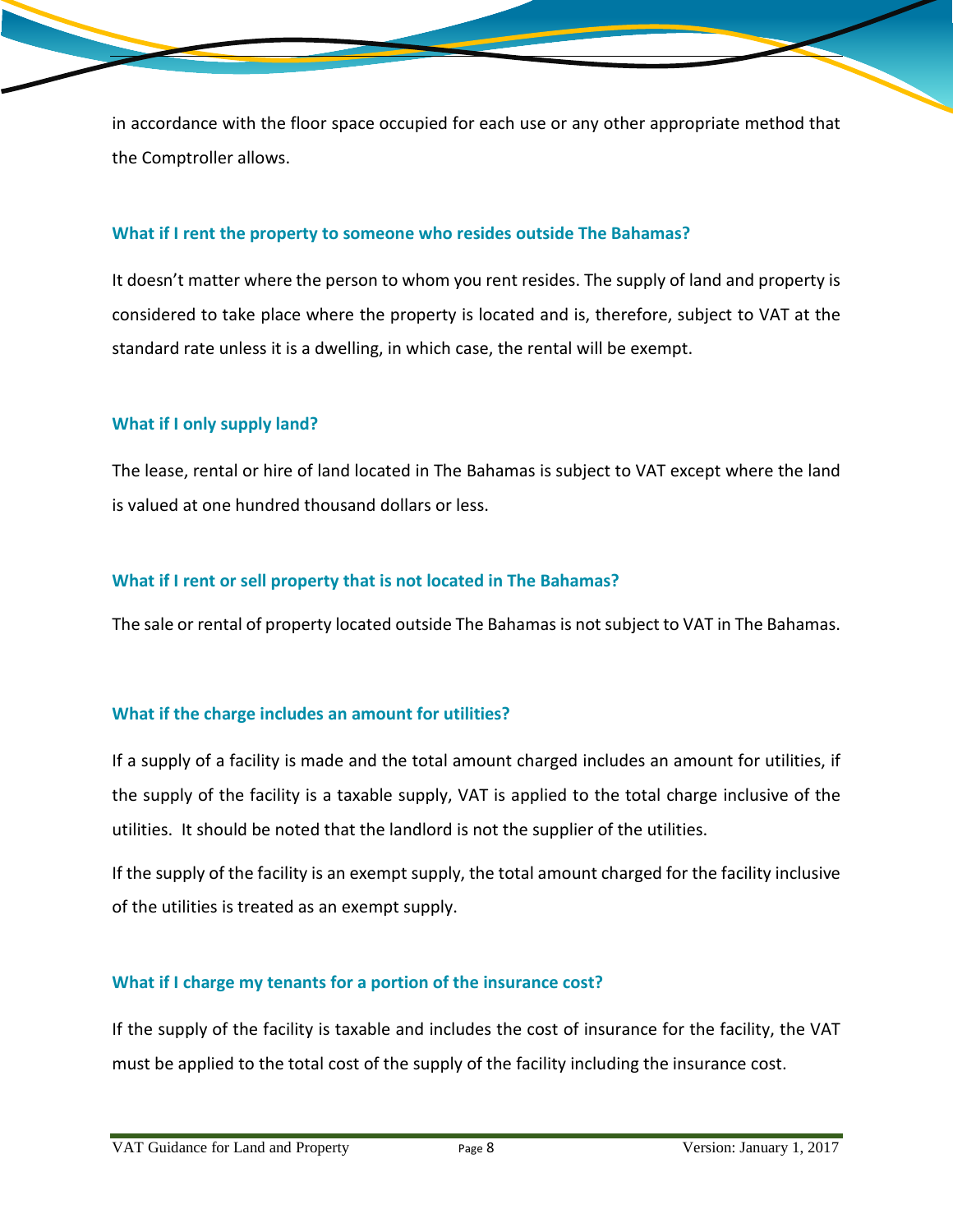in accordance with the floor space occupied for each use or any other appropriate method that the Comptroller allows.

### What if I rent the property to someone who resides outside The Bahamas?

It doesn't matter where the person to whom you rent resides. The supply of land and property is considered to take place where the property is located and is, therefore, subject to VAT at the standard rate unless it is a dwelling, in which case, the rental will be exempt.

### What if I only supply land?

The lease, rental or hire of land located in The Bahamas is subject to VAT except where the land is valued at one hundred thousand dollars or less.

### What if I rent or sell property that is not located in The Bahamas?

The sale or rental of property located outside The Bahamas is not subject to VAT in The Bahamas.

### What if the charge includes an amount for utilities?

If a supply of a facility is made and the total amount charged includes an amount for utilities, if the supply of the facility is a taxable supply, VAT is applied to the total charge inclusive of the utilities. It should be noted that the landlord is not the supplier of the utilities.

If the supply of the facility is an exempt supply, the total amount charged for the facility inclusive of the utilities is treated as an exempt supply.

### What if I charge my tenants for a portion of the insurance cost?

If the supply of the facility is taxable and includes the cost of insurance for the facility, the VAT must be applied to the total cost of the supply of the facility including the insurance cost.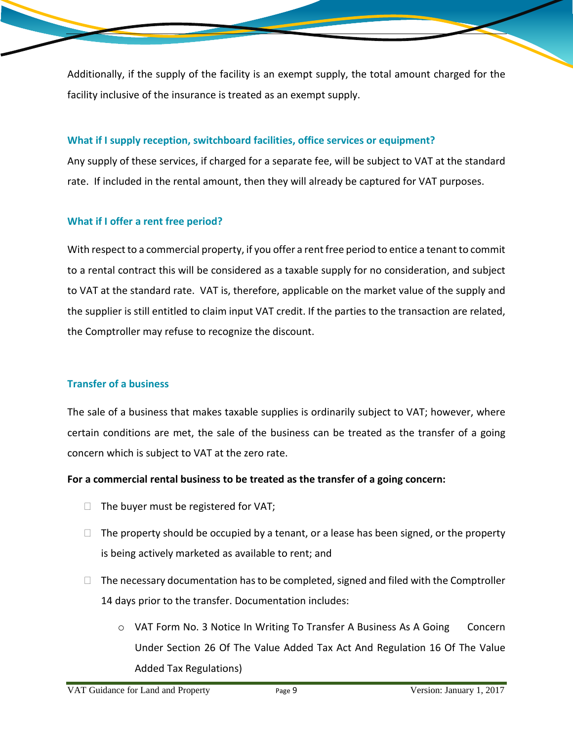Additionally, if the supply of the facility is an exempt supply, the total amount charged for the facility inclusive of the insurance is treated as an exempt supply.

### What if I supply reception, switchboard facilities, office services or equipment?

Any supply of these services, if charged for a separate fee, will be subject to VAT at the standard rate. If included in the rental amount, then they will already be captured for VAT purposes.

### What if I offer a rent free period?

With respect to a commercial property, if you offer a rent free period to entice a tenant to commit to a rental contract this will be considered as a taxable supply for no consideration, and subject to VAT at the standard rate. VAT is, therefore, applicable on the market value of the supply and the supplier is still entitled to claim input VAT credit. If the parties to the transaction are related, the Comptroller may refuse to recognize the discount.

### Transfer of a business

The sale of a business that makes taxable supplies is ordinarily subject to VAT; however, where certain conditions are met, the sale of the business can be treated as the transfer of a going concern which is subject to VAT at the zero rate.

**For a commercial rental business to be treated as the transfer of a going concern:**

- The buyer must be registered for VAT;
- The property should be occupied by a tenant, or a lease has been signed, or the property is being actively marketed as available to rent; and
- The necessary documentation has to be completed, signed and filed with the Comptroller 14 days prior to the transfer. Documentation includes:
  - VAT Form No. 3 Notice In Writing To Transfer A Business As A Going Concern Under Section 26 Of The Value Added Tax Act And Regulation 16 Of The Value Added Tax Regulations)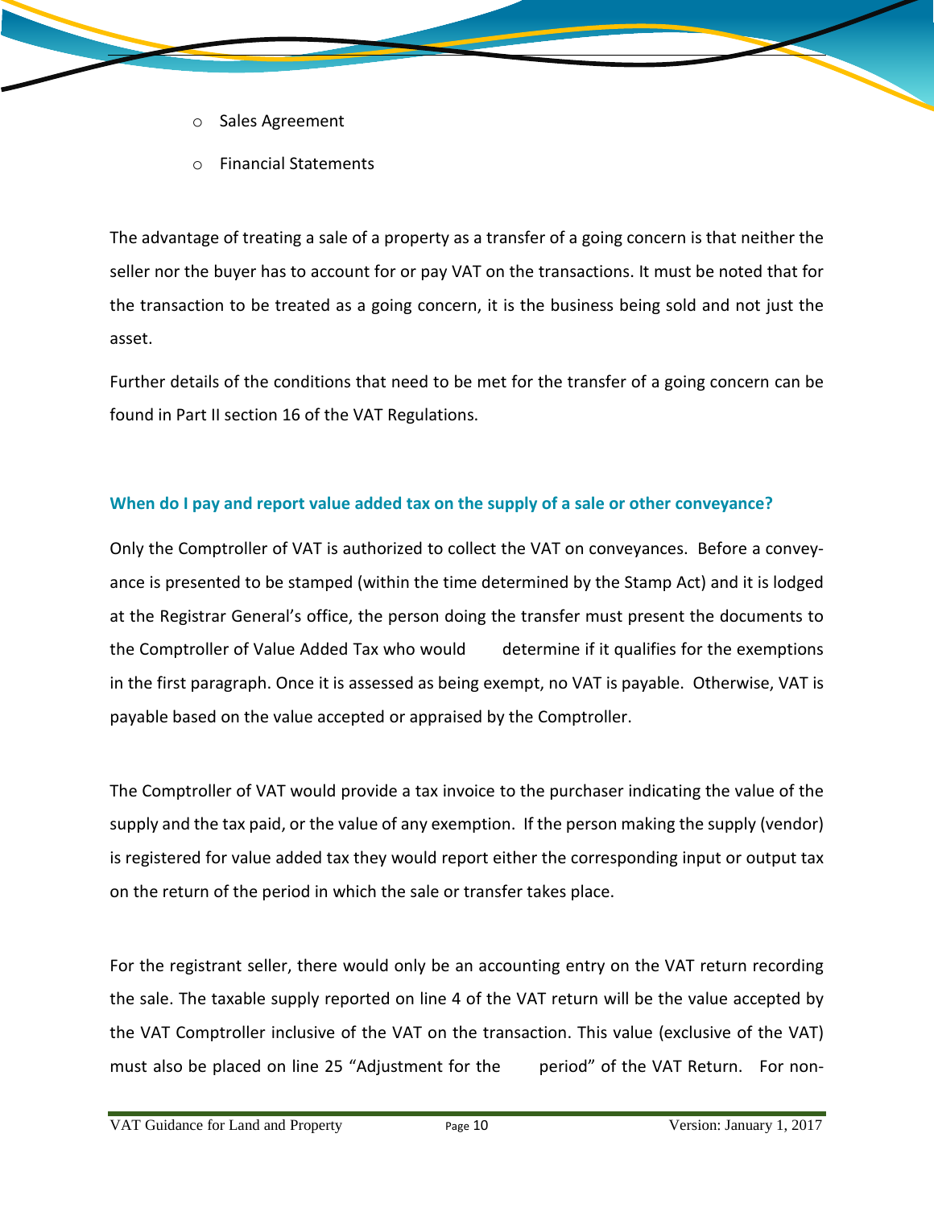- Sales Agreement
- Financial Statements

The advantage of treating a sale of a property as a transfer of a going concern is that neither the seller nor the buyer has to account for or pay VAT on the transactions. It must be noted that for the transaction to be treated as a going concern, it is the business being sold and not just the asset.

Further details of the conditions that need to be met for the transfer of a going concern can be found in Part II section 16 of the VAT Regulations.

### When do I pay and report value added tax on the supply of a sale or other conveyance?

Only the Comptroller of VAT is authorized to collect the VAT on conveyances. Before a conveyance is presented to be stamped (within the time determined by the Stamp Act) and it is lodged at the Registrar General's office, the person doing the transfer must present the documents to the Comptroller of Value Added Tax who would determine if it qualifies for the exemptions in the first paragraph. Once it is assessed as being exempt, no VAT is payable. Otherwise, VAT is payable based on the value accepted or appraised by the Comptroller.

The Comptroller of VAT would provide a tax invoice to the purchaser indicating the value of the supply and the tax paid, or the value of any exemption. If the person making the supply (vendor) is registered for value added tax they would report either the corresponding input or output tax on the return of the period in which the sale or transfer takes place.

For the registrant seller, there would only be an accounting entry on the VAT return recording the sale. The taxable supply reported on line 4 of the VAT return will be the value accepted by the VAT Comptroller inclusive of the VAT on the transaction. This value (exclusive of the VAT) must also be placed on line 25 "Adjustment for the period" of the VAT Return. For non-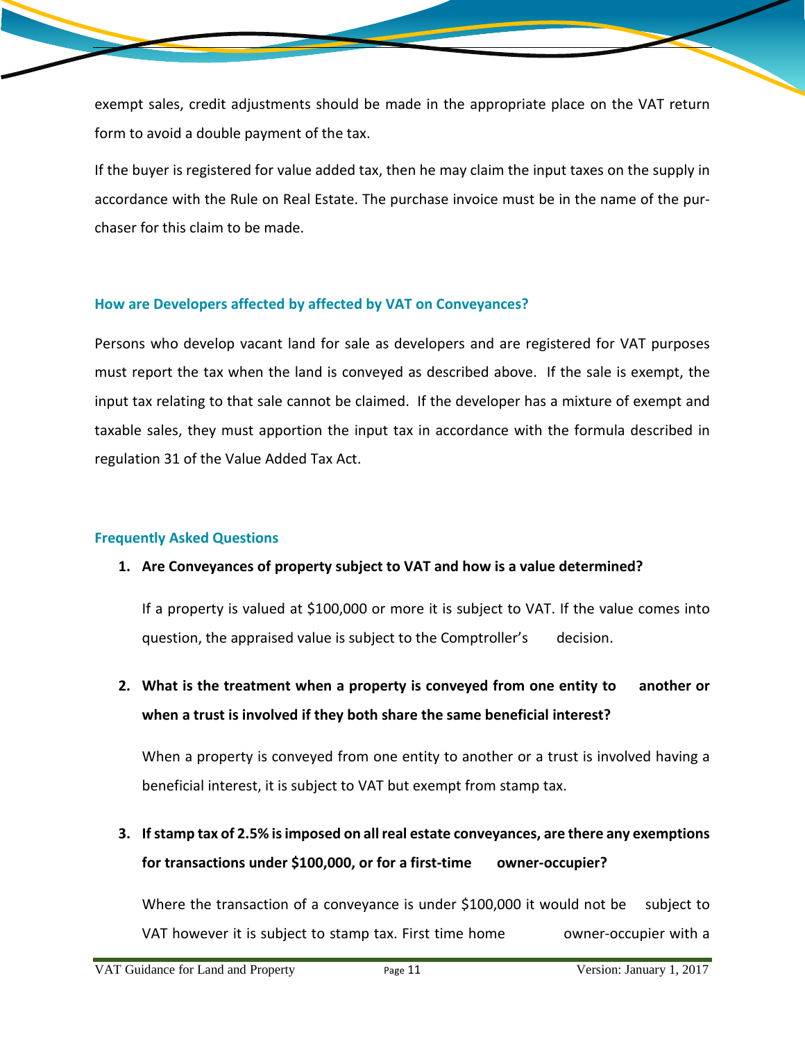exempt sales, credit adjustments should be made in the appropriate place on the VAT return form to avoid a double payment of the tax.

If the buyer is registered for value added tax, then he may claim the input taxes on the supply in accordance with the Rule on Real Estate. The purchase invoice must be in the name of the purchaser for this claim to be made.

### How are Developers affected by affected by VAT on Conveyances?

Persons who develop vacant land for sale as developers and are registered for VAT purposes must report the tax when the land is conveyed as described above. If the sale is exempt, the input tax relating to that sale cannot be claimed. If the developer has a mixture of exempt and taxable sales, they must apportion the input tax in accordance with the formula described in regulation 31 of the Value Added Tax Act.

### Frequently Asked Questions

1. **Are Conveyances of property subject to VAT and how is a value determined?**

   If a property is valued at $100,000 or more it is subject to VAT. If the value comes into question, the appraised value is subject to the Comptroller's decision.

2. **What is the treatment when a property is conveyed from one entity to another or when a trust is involved if they both share the same beneficial interest?**

   When a property is conveyed from one entity to another or a trust is involved having a beneficial interest, it is subject to VAT but exempt from stamp tax.

3. **If stamp tax of 2.5% is imposed on all real estate conveyances, are there any exemptions for transactions under $100,000, or for a first-time owner-occupier?**

   Where the transaction of a conveyance is under $100,000 it would not be subject to VAT however it is subject to stamp tax. First time home owner-occupier with a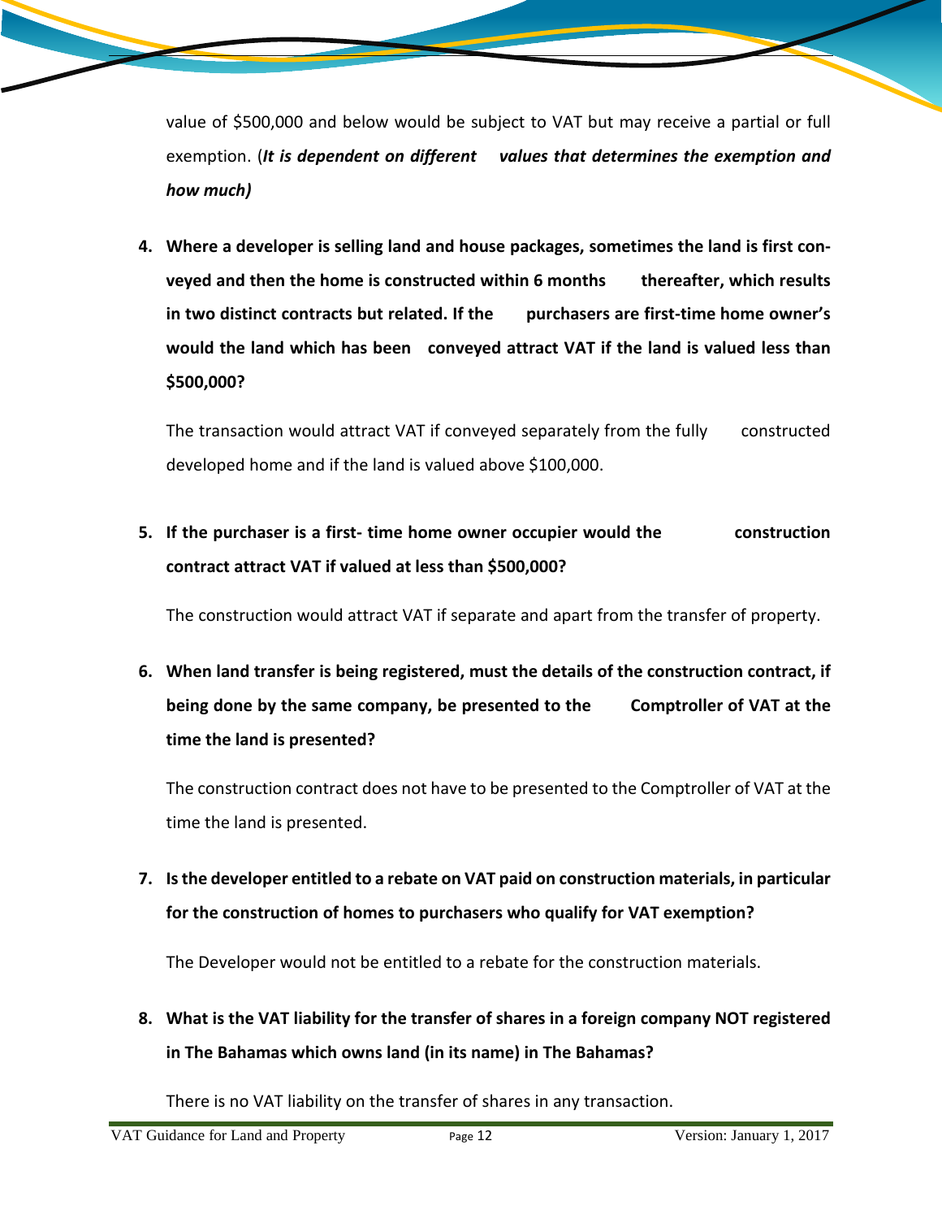value of $500,000 and below would be subject to VAT but may receive a partial or full exemption. (***It is dependent on different values that determines the exemption and how much)***

4. **Where a developer is selling land and house packages, sometimes the land is first conveyed and then the home is constructed within 6 months thereafter, which results in two distinct contracts but related. If the purchasers are first-time home owner's would the land which has been conveyed attract VAT if the land is valued less than $500,000?**

   The transaction would attract VAT if conveyed separately from the fully constructed developed home and if the land is valued above $100,000.

5. **If the purchaser is a first- time home owner occupier would the construction contract attract VAT if valued at less than $500,000?**

   The construction would attract VAT if separate and apart from the transfer of property.

6. **When land transfer is being registered, must the details of the construction contract, if being done by the same company, be presented to the Comptroller of VAT at the time the land is presented?**

   The construction contract does not have to be presented to the Comptroller of VAT at the time the land is presented.

7. **Is the developer entitled to a rebate on VAT paid on construction materials, in particular for the construction of homes to purchasers who qualify for VAT exemption?**

   The Developer would not be entitled to a rebate for the construction materials.

8. **What is the VAT liability for the transfer of shares in a foreign company NOT registered in The Bahamas which owns land (in its name) in The Bahamas?**

   There is no VAT liability on the transfer of shares in any transaction.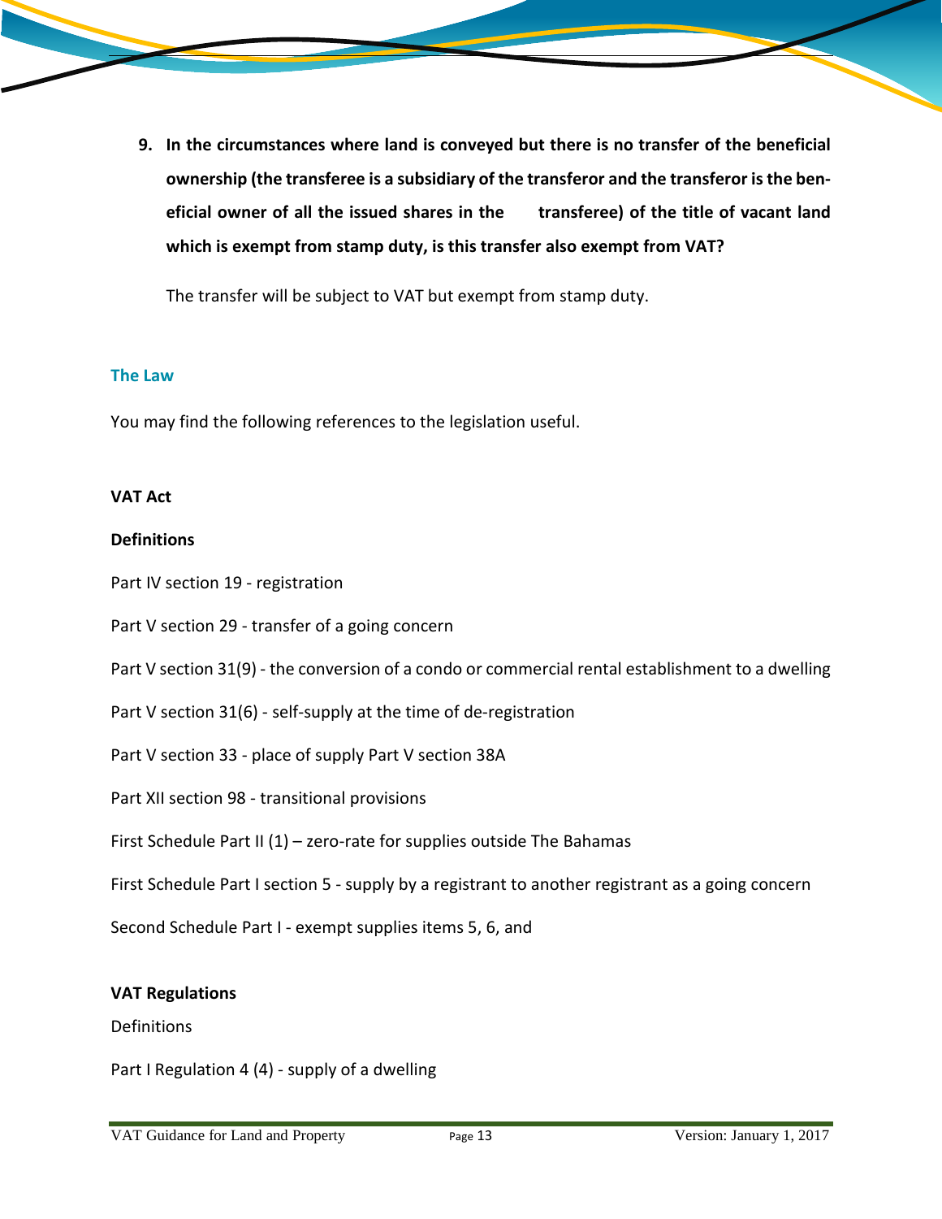9. **In the circumstances where land is conveyed but there is no transfer of the beneficial ownership (the transferee is a subsidiary of the transferor and the transferor is the beneficial owner of all the issued shares in the transferee) of the title of vacant land which is exempt from stamp duty, is this transfer also exempt from VAT?**

   The transfer will be subject to VAT but exempt from stamp duty.

## The Law

You may find the following references to the legislation useful.

**VAT Act**

**Definitions**

Part IV section 19 - registration

Part V section 29 - transfer of a going concern

Part V section 31(9) - the conversion of a condo or commercial rental establishment to a dwelling

Part V section 31(6) - self-supply at the time of de-registration

Part V section 33 - place of supply Part V section 38A

Part XII section 98 - transitional provisions

First Schedule Part II (1) – zero-rate for supplies outside The Bahamas

First Schedule Part I section 5 - supply by a registrant to another registrant as a going concern

Second Schedule Part I - exempt supplies items 5, 6, and

**VAT Regulations**

Definitions

Part I Regulation 4 (4) - supply of a dwelling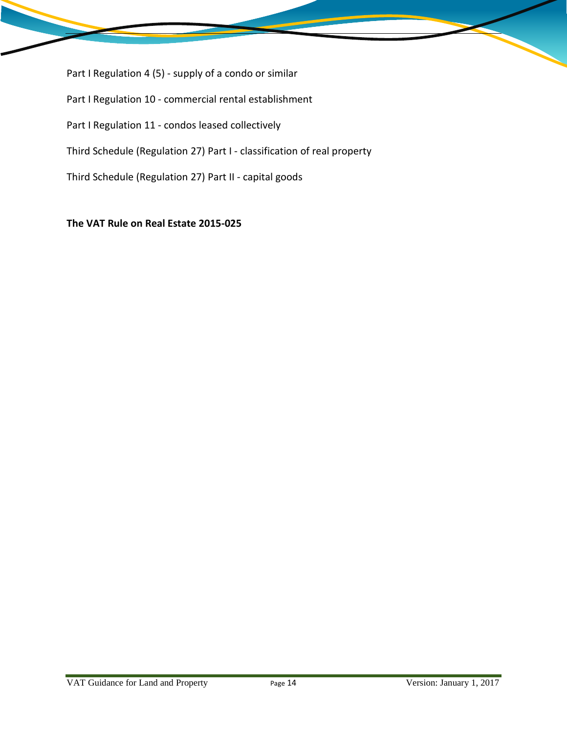Part I Regulation 4 (5) - supply of a condo or similar

Part I Regulation 10 - commercial rental establishment

Part I Regulation 11 - condos leased collectively

Third Schedule (Regulation 27) Part I - classification of real property

Third Schedule (Regulation 27) Part II - capital goods

**The VAT Rule on Real Estate 2015-025**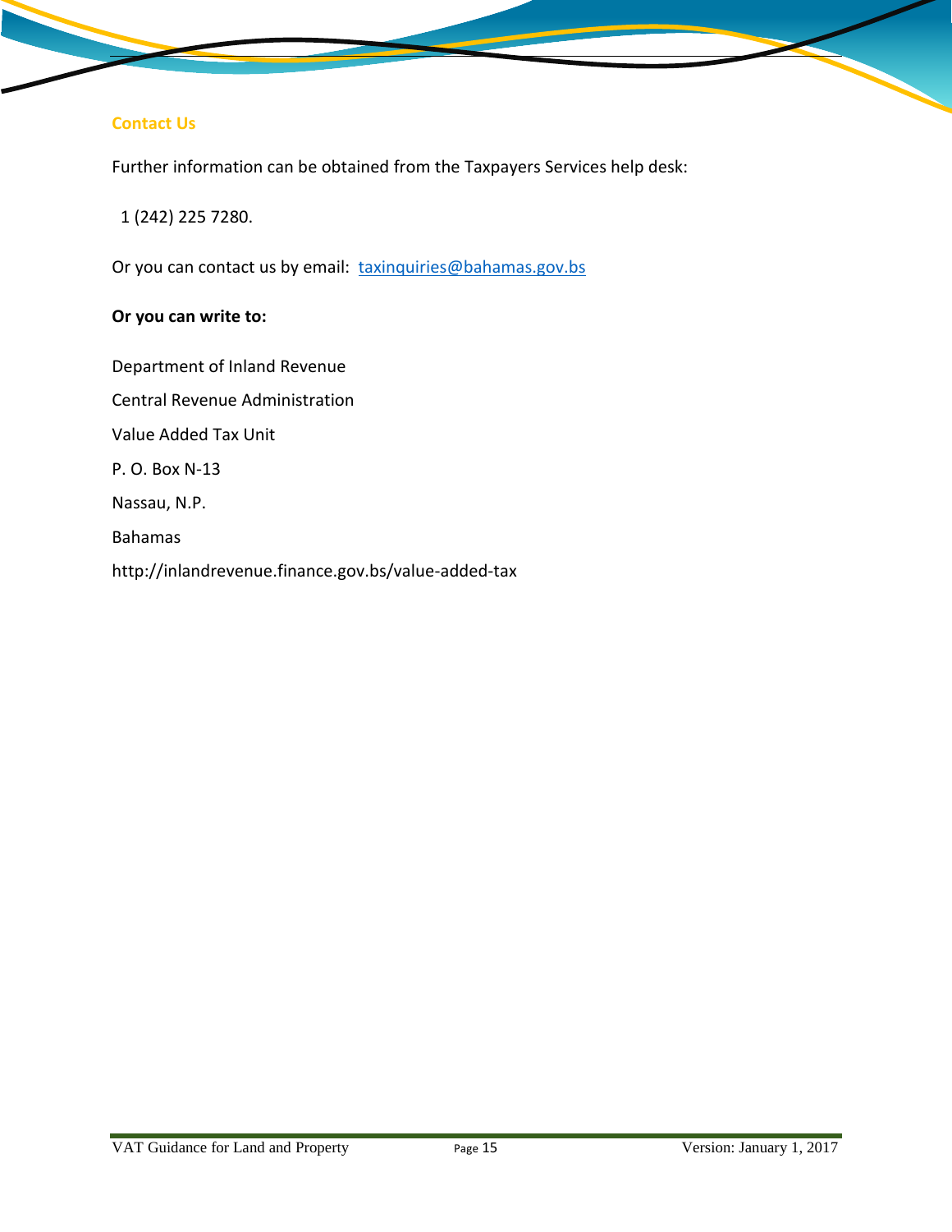## Contact Us

Further information can be obtained from the Taxpayers Services help desk:

1 (242) 225 7280.

Or you can contact us by email: taxinquiries@bahamas.gov.bs

**Or you can write to:**

Department of Inland Revenue

Central Revenue Administration

Value Added Tax Unit

P. O. Box N-13

Nassau, N.P.

Bahamas

http://inlandrevenue.finance.gov.bs/value-added-tax